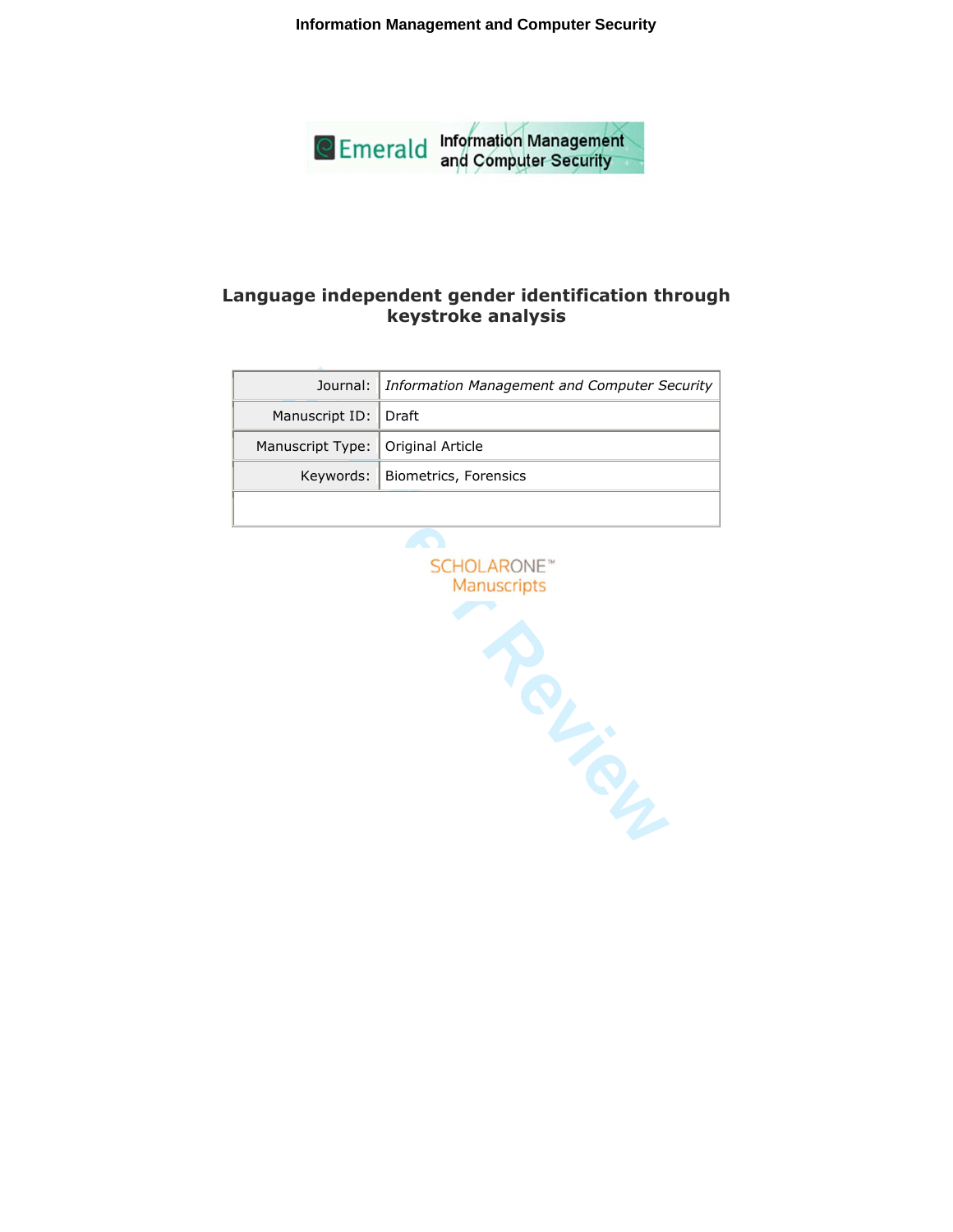# Language independent gender identification through keystroke analysis

| Journal: | *Information Management and Computer Security* |
|---|---|
| Manuscript ID: | Draft |
| Manuscript Type: | Original Article |
| Keywords: | Biometrics, Forensics |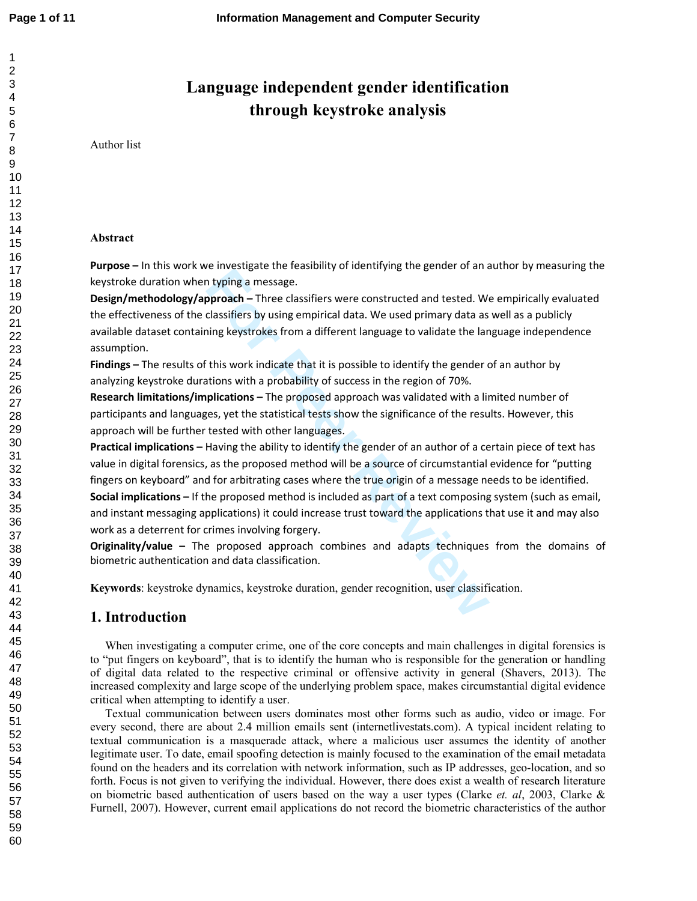# Language independent gender identification through keystroke analysis

Author list

### Abstract

**Purpose –** In this work we investigate the feasibility of identifying the gender of an author by measuring the keystroke duration when typing a message.

**Design/methodology/approach –** Three classifiers were constructed and tested. We empirically evaluated the effectiveness of the classifiers by using empirical data. We used primary data as well as a publicly available dataset containing keystrokes from a different language to validate the language independence assumption.

**Findings –** The results of this work indicate that it is possible to identify the gender of an author by analyzing keystroke durations with a probability of success in the region of 70%.

**Research limitations/implications –** The proposed approach was validated with a limited number of participants and languages, yet the statistical tests show the significance of the results. However, this approach will be further tested with other languages.

**Practical implications –** Having the ability to identify the gender of an author of a certain piece of text has value in digital forensics, as the proposed method will be a source of circumstantial evidence for "putting fingers on keyboard" and for arbitrating cases where the true origin of a message needs to be identified.

**Social implications –** If the proposed method is included as part of a text composing system (such as email, and instant messaging applications) it could increase trust toward the applications that use it and may also work as a deterrent for crimes involving forgery.

**Originality/value –** The proposed approach combines and adapts techniques from the domains of biometric authentication and data classification.

**Keywords**: keystroke dynamics, keystroke duration, gender recognition, user classification.

## 1. Introduction

When investigating a computer crime, one of the core concepts and main challenges in digital forensics is to "put fingers on keyboard", that is to identify the human who is responsible for the generation or handling of digital data related to the respective criminal or offensive activity in general (Shavers, 2013). The increased complexity and large scope of the underlying problem space, makes circumstantial digital evidence critical when attempting to identify a user.

Textual communication between users dominates most other forms such as audio, video or image. For every second, there are about 2.4 million emails sent (internetlivestats.com). A typical incident relating to textual communication is a masquerade attack, where a malicious user assumes the identity of another legitimate user. To date, email spoofing detection is mainly focused to the examination of the email metadata found on the headers and its correlation with network information, such as IP addresses, geo-location, and so forth. Focus is not given to verifying the individual. However, there does exist a wealth of research literature on biometric based authentication of users based on the way a user types (Clarke *et. al*, 2003, Clarke & Furnell, 2007). However, current email applications do not record the biometric characteristics of the author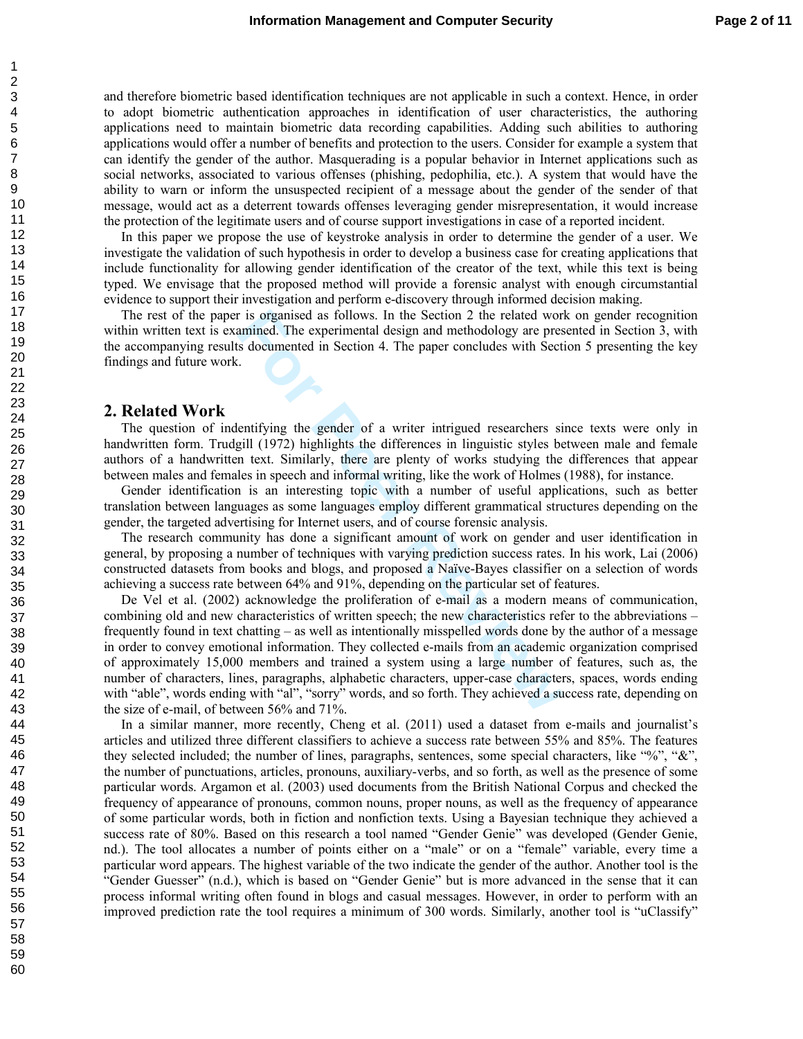and therefore biometric based identification techniques are not applicable in such a context. Hence, in order to adopt biometric authentication approaches in identification of user characteristics, the authoring applications need to maintain biometric data recording capabilities. Adding such abilities to authoring applications would offer a number of benefits and protection to the users. Consider for example a system that can identify the gender of the author. Masquerading is a popular behavior in Internet applications such as social networks, associated to various offenses (phishing, pedophilia, etc.). A system that would have the ability to warn or inform the unsuspected recipient of a message about the gender of the sender of that message, would act as a deterrent towards offenses leveraging gender misrepresentation, it would increase the protection of the legitimate users and of course support investigations in case of a reported incident.

In this paper we propose the use of keystroke analysis in order to determine the gender of a user. We investigate the validation of such hypothesis in order to develop a business case for creating applications that include functionality for allowing gender identification of the creator of the text, while this text is being typed. We envisage that the proposed method will provide a forensic analyst with enough circumstantial evidence to support their investigation and perform e-discovery through informed decision making.

The rest of the paper is organised as follows. In the Section 2 the related work on gender recognition within written text is examined. The experimental design and methodology are presented in Section 3, with the accompanying results documented in Section 4. The paper concludes with Section 5 presenting the key findings and future work.

## 2. Related Work

The question of indentifying the gender of a writer intrigued researchers since texts were only in handwritten form. Trudgill (1972) highlights the differences in linguistic styles between male and female authors of a handwritten text. Similarly, there are plenty of works studying the differences that appear between males and females in speech and informal writing, like the work of Holmes (1988), for instance.

Gender identification is an interesting topic with a number of useful applications, such as better translation between languages as some languages employ different grammatical structures depending on the gender, the targeted advertising for Internet users, and of course forensic analysis.

The research community has done a significant amount of work on gender and user identification in general, by proposing a number of techniques with varying prediction success rates. In his work, Lai (2006) constructed datasets from books and blogs, and proposed a Naïve-Bayes classifier on a selection of words achieving a success rate between 64% and 91%, depending on the particular set of features.

De Vel et al. (2002) acknowledge the proliferation of e-mail as a modern means of communication, combining old and new characteristics of written speech; the new characteristics refer to the abbreviations – frequently found in text chatting – as well as intentionally misspelled words done by the author of a message in order to convey emotional information. They collected e-mails from an academic organization comprised of approximately 15,000 members and trained a system using a large number of features, such as, the number of characters, lines, paragraphs, alphabetic characters, upper-case characters, spaces, words ending with “able”, words ending with “al”, “sorry” words, and so forth. They achieved a success rate, depending on the size of e-mail, of between 56% and 71%.

In a similar manner, more recently, Cheng et al. (2011) used a dataset from e-mails and journalist’s articles and utilized three different classifiers to achieve a success rate between 55% and 85%. The features they selected included; the number of lines, paragraphs, sentences, some special characters, like “%”, “&”, the number of punctuations, articles, pronouns, auxiliary-verbs, and so forth, as well as the presence of some particular words. Argamon et al. (2003) used documents from the British National Corpus and checked the frequency of appearance of pronouns, common nouns, proper nouns, as well as the frequency of appearance of some particular words, both in fiction and nonfiction texts. Using a Bayesian technique they achieved a success rate of 80%. Based on this research a tool named “Gender Genie” was developed (Gender Genie, nd.). The tool allocates a number of points either on a “male” or on a “female” variable, every time a particular word appears. The highest variable of the two indicate the gender of the author. Another tool is the “Gender Guesser” (n.d.), which is based on “Gender Genie” but is more advanced in the sense that it can process informal writing often found in blogs and casual messages. However, in order to perform with an improved prediction rate the tool requires a minimum of 300 words. Similarly, another tool is “uClassify”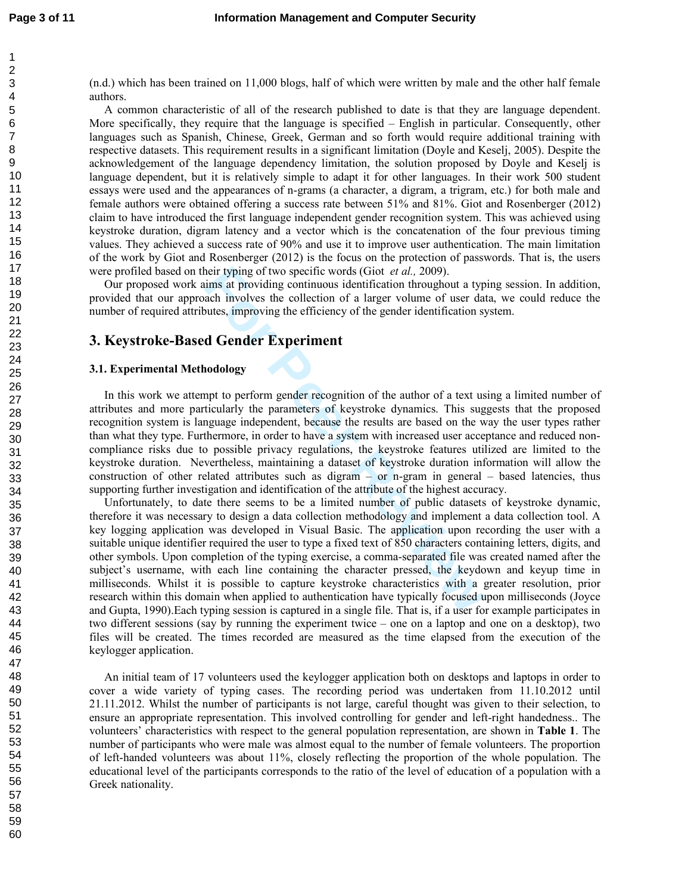(n.d.) which has been trained on 11,000 blogs, half of which were written by male and the other half female authors.

A common characteristic of all of the research published to date is that they are language dependent. More specifically, they require that the language is specified – English in particular. Consequently, other languages such as Spanish, Chinese, Greek, German and so forth would require additional training with respective datasets. This requirement results in a significant limitation (Doyle and Keselj, 2005). Despite the acknowledgement of the language dependency limitation, the solution proposed by Doyle and Keselj is language dependent, but it is relatively simple to adapt it for other languages. In their work 500 student essays were used and the appearances of n-grams (a character, a digram, a trigram, etc.) for both male and female authors were obtained offering a success rate between 51% and 81%. Giot and Rosenberger (2012) claim to have introduced the first language independent gender recognition system. This was achieved using keystroke duration, digram latency and a vector which is the concatenation of the four previous timing values. They achieved a success rate of 90% and use it to improve user authentication. The main limitation of the work by Giot and Rosenberger (2012) is the focus on the protection of passwords. That is, the users were profiled based on their typing of two specific words (Giot *et al.,* 2009).

Our proposed work aims at providing continuous identification throughout a typing session. In addition, provided that our approach involves the collection of a larger volume of user data, we could reduce the number of required attributes, improving the efficiency of the gender identification system.

## 3. Keystroke-Based Gender Experiment

### 3.1. Experimental Methodology

In this work we attempt to perform gender recognition of the author of a text using a limited number of attributes and more particularly the parameters of keystroke dynamics. This suggests that the proposed recognition system is language independent, because the results are based on the way the user types rather than what they type. Furthermore, in order to have a system with increased user acceptance and reduced non-compliance risks due to possible privacy regulations, the keystroke features utilized are limited to the keystroke duration. Nevertheless, maintaining a dataset of keystroke duration information will allow the construction of other related attributes such as digram – or n-gram in general – based latencies, thus supporting further investigation and identification of the attribute of the highest accuracy.

Unfortunately, to date there seems to be a limited number of public datasets of keystroke dynamic, therefore it was necessary to design a data collection methodology and implement a data collection tool. A key logging application was developed in Visual Basic. The application upon recording the user with a suitable unique identifier required the user to type a fixed text of 850 characters containing letters, digits, and other symbols. Upon completion of the typing exercise, a comma-separated file was created named after the subject's username, with each line containing the character pressed, the keydown and keyup time in milliseconds. Whilst it is possible to capture keystroke characteristics with a greater resolution, prior research within this domain when applied to authentication have typically focused upon milliseconds (Joyce and Gupta, 1990).Each typing session is captured in a single file. That is, if a user for example participates in two different sessions (say by running the experiment twice – one on a laptop and one on a desktop), two files will be created. The times recorded are measured as the time elapsed from the execution of the keylogger application.

An initial team of 17 volunteers used the keylogger application both on desktops and laptops in order to cover a wide variety of typing cases. The recording period was undertaken from 11.10.2012 until 21.11.2012. Whilst the number of participants is not large, careful thought was given to their selection, to ensure an appropriate representation. This involved controlling for gender and left-right handedness.. The volunteers' characteristics with respect to the general population representation, are shown in **Table 1**. The number of participants who were male was almost equal to the number of female volunteers. The proportion of left-handed volunteers was about 11%, closely reflecting the proportion of the whole population. The educational level of the participants corresponds to the ratio of the level of education of a population with a Greek nationality.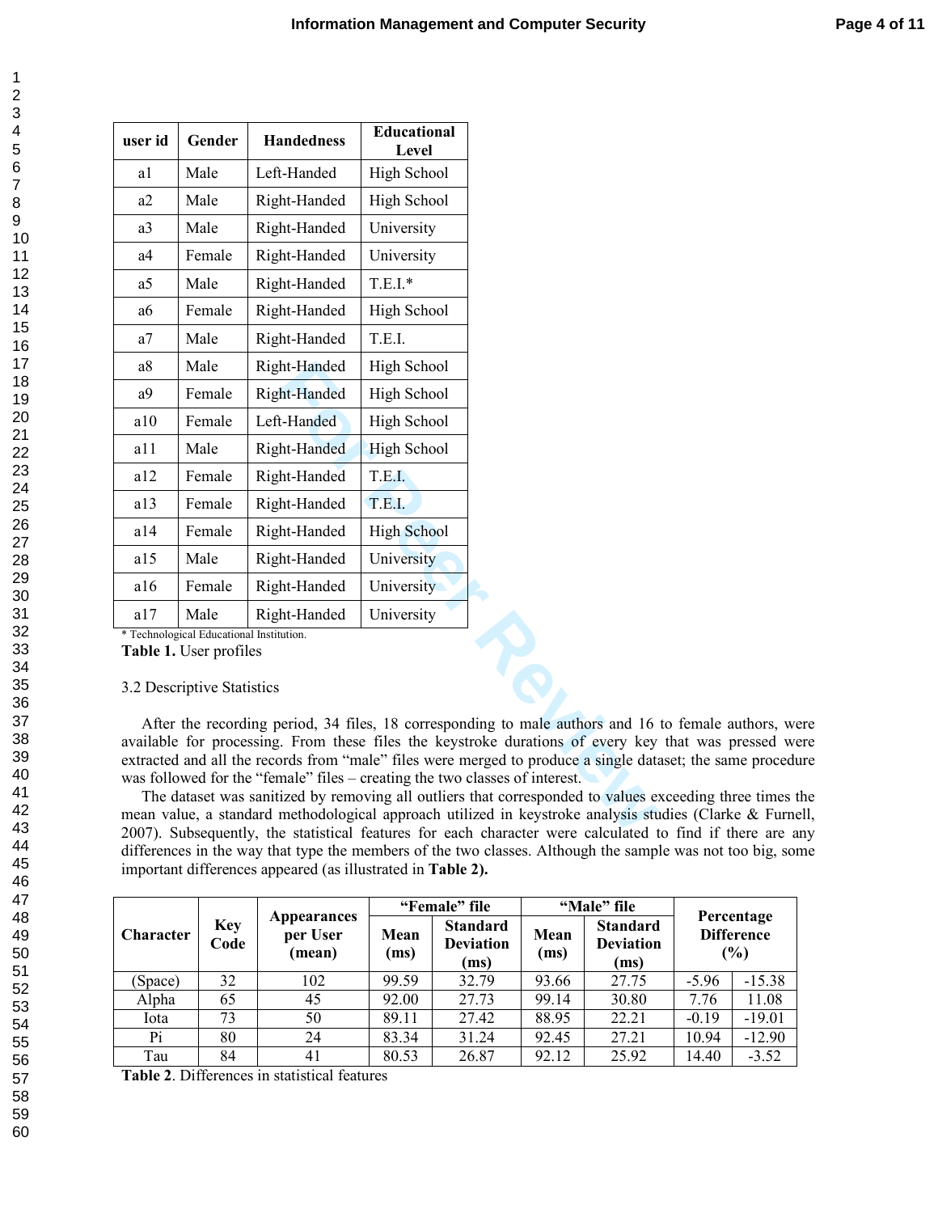| user id | Gender | Handedness | Educational Level |
|---|---|---|---|
| a1 | Male | Left-Handed | High School |
| a2 | Male | Right-Handed | High School |
| a3 | Male | Right-Handed | University |
| a4 | Female | Right-Handed | University |
| a5 | Male | Right-Handed | T.E.I.* |
| a6 | Female | Right-Handed | High School |
| a7 | Male | Right-Handed | T.E.I. |
| a8 | Male | Right-Handed | High School |
| a9 | Female | Right-Handed | High School |
| a10 | Female | Left-Handed | High School |
| a11 | Male | Right-Handed | High School |
| a12 | Female | Right-Handed | T.E.I. |
| a13 | Female | Right-Handed | T.E.I. |
| a14 | Female | Right-Handed | High School |
| a15 | Male | Right-Handed | University |
| a16 | Female | Right-Handed | University |
| a17 | Male | Right-Handed | University |

* Technological Educational Institution.

**Table 1.** User profiles

### 3.2 Descriptive Statistics

After the recording period, 34 files, 18 corresponding to male authors and 16 to female authors, were available for processing. From these files the keystroke durations of every key that was pressed were extracted and all the records from "male" files were merged to produce a single dataset; the same procedure was followed for the "female" files – creating the two classes of interest.

The dataset was sanitized by removing all outliers that corresponded to values exceeding three times the mean value, a standard methodological approach utilized in keystroke analysis studies (Clarke & Furnell, 2007). Subsequently, the statistical features for each character were calculated to find if there are any differences in the way that type the members of the two classes. Although the sample was not too big, some important differences appeared (as illustrated in **Table 2).**

| Character | Key Code | Appearances per User (mean) | "Female" file | | "Male" file | | Percentage Difference (%) | |
|---|---|---|---|---|---|---|---|---|
| | | | Mean (ms) | Standard Deviation (ms) | Mean (ms) | Standard Deviation (ms) | | |
| (Space) | 32 | 102 | 99.59 | 32.79 | 93.66 | 27.75 | -5.96 | -15.38 |
| Alpha | 65 | 45 | 92.00 | 27.73 | 99.14 | 30.80 | 7.76 | 11.08 |
| Iota | 73 | 50 | 89.11 | 27.42 | 88.95 | 22.21 | -0.19 | -19.01 |
| Pi | 80 | 24 | 83.34 | 31.24 | 92.45 | 27.21 | 10.94 | -12.90 |
| Tau | 84 | 41 | 80.53 | 26.87 | 92.12 | 25.92 | 14.40 | -3.52 |

**Table 2**. Differences in statistical features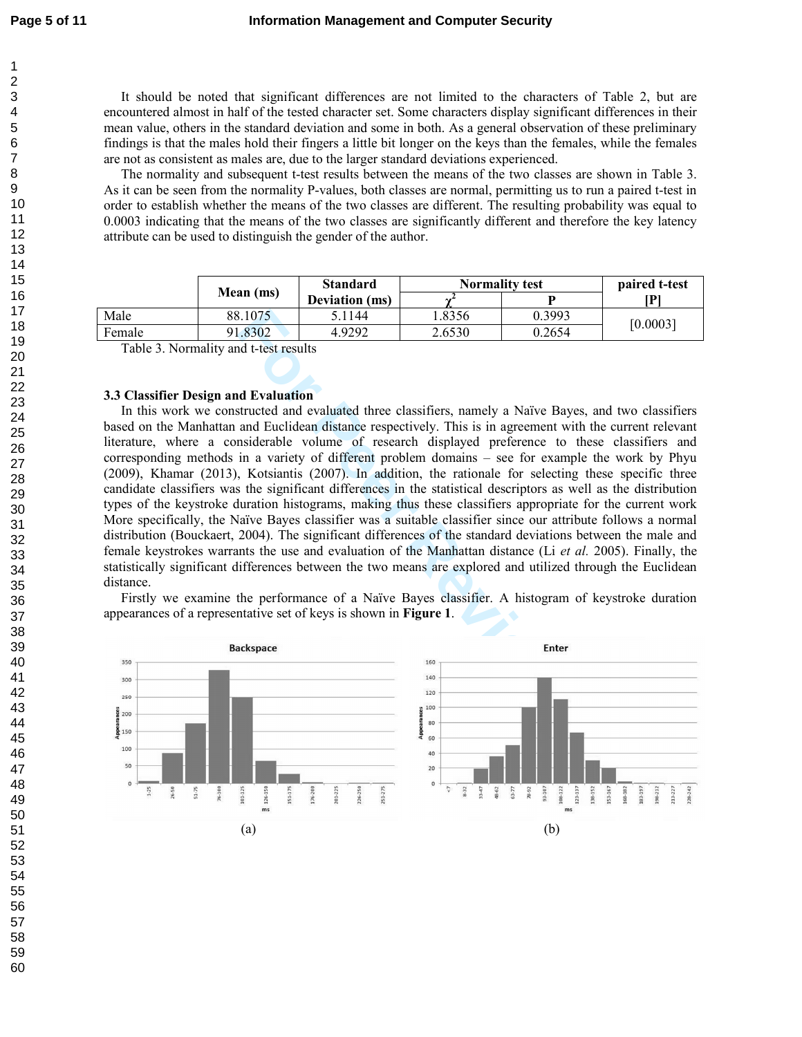It should be noted that significant differences are not limited to the characters of Table 2, but are encountered almost in half of the tested character set. Some characters display significant differences in their mean value, others in the standard deviation and some in both. As a general observation of these preliminary findings is that the males hold their fingers a little bit longer on the keys than the females, while the females are not as consistent as males are, due to the larger standard deviations experienced.

The normality and subsequent t-test results between the means of the two classes are shown in Table 3. As it can be seen from the normality P-values, both classes are normal, permitting us to run a paired t-test in order to establish whether the means of the two classes are different. The resulting probability was equal to 0.0003 indicating that the means of the two classes are significantly different and therefore the key latency attribute can be used to distinguish the gender of the author.

| | Mean (ms) | Standard Deviation (ms) | Normality test | | paired t-test |
|---|---|---|---|---|---|
| | | | $\chi^2$ | P | [P] |
| Male | 88.1075 | 5.1144 | 1.8356 | 0.3993 | [0.0003] |
| Female | 91.8302 | 4.9292 | 2.6530 | 0.2654 | |

Table 3. Normality and t-test results

### 3.3 Classifier Design and Evaluation

In this work we constructed and evaluated three classifiers, namely a Naïve Bayes, and two classifiers based on the Manhattan and Euclidean distance respectively. This is in agreement with the current relevant literature, where a considerable volume of research displayed preference to these classifiers and corresponding methods in a variety of different problem domains – see for example the work by Phyu (2009), Khamar (2013), Kotsiantis (2007). In addition, the rationale for selecting these specific three candidate classifiers was the significant differences in the statistical descriptors as well as the distribution types of the keystroke duration histograms, making thus these classifiers appropriate for the current work More specifically, the Naïve Bayes classifier was a suitable classifier since our attribute follows a normal distribution (Bouckaert, 2004). The significant differences of the standard deviations between the male and female keystrokes warrants the use and evaluation of the Manhattan distance (Li *et al.* 2005). Finally, the statistically significant differences between the two means are explored and utilized through the Euclidean distance.

Firstly we examine the performance of a Naïve Bayes classifier. A histogram of keystroke duration appearances of a representative set of keys is shown in **Figure 1**.

(a) (b)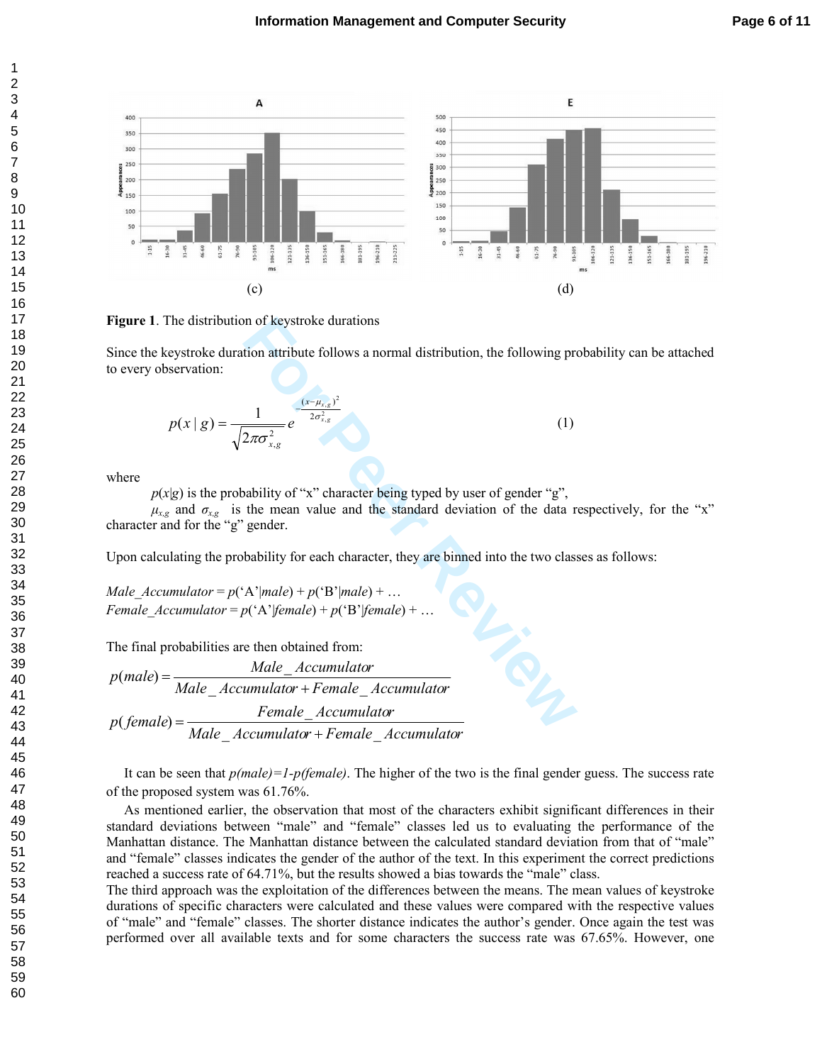(c) (d)

**Figure 1**. The distribution of keystroke durations

Since the keystroke duration attribute follows a normal distribution, the following probability can be attached to every observation:

$$p(x \mid g) = \frac{1}{\sqrt{2\pi\sigma_{x,g}^{2}}} e^{-\frac{(x-\mu_{x,g})^2}{2\sigma_{x,g}^2}} \quad (1)$$

where

$p(x|g)$ is the probability of "x" character being typed by user of gender "g",

$\mu_{x,g}$ and $\sigma_{x,g}$ is the mean value and the standard deviation of the data respectively, for the "x" character and for the "g" gender.

Upon calculating the probability for each character, they are binned into the two classes as follows:

*Male_Accumulator* = *p*('A'|*male*) + *p*('B'|*male*) + …
*Female_Accumulator* = *p*('A'|*female*) + *p*('B'|*female*) + …

The final probabilities are then obtained from:

$$p(male) = \frac{Male\_Accumulator}{Male\_Accumulator + Female\_Accumulator}$$

$$p(female) = \frac{Female\_Accumulator}{Male\_Accumulator + Female\_Accumulator}$$

It can be seen that *p(male)=1-p(female)*. The higher of the two is the final gender guess. The success rate of the proposed system was 61.76%.

As mentioned earlier, the observation that most of the characters exhibit significant differences in their standard deviations between "male" and "female" classes led us to evaluating the performance of the Manhattan distance. The Manhattan distance between the calculated standard deviation from that of "male" and "female" classes indicates the gender of the author of the text. In this experiment the correct predictions reached a success rate of 64.71%, but the results showed a bias towards the "male" class.

The third approach was the exploitation of the differences between the means. The mean values of keystroke durations of specific characters were calculated and these values were compared with the respective values of "male" and "female" classes. The shorter distance indicates the author's gender. Once again the test was performed over all available texts and for some characters the success rate was 67.65%. However, one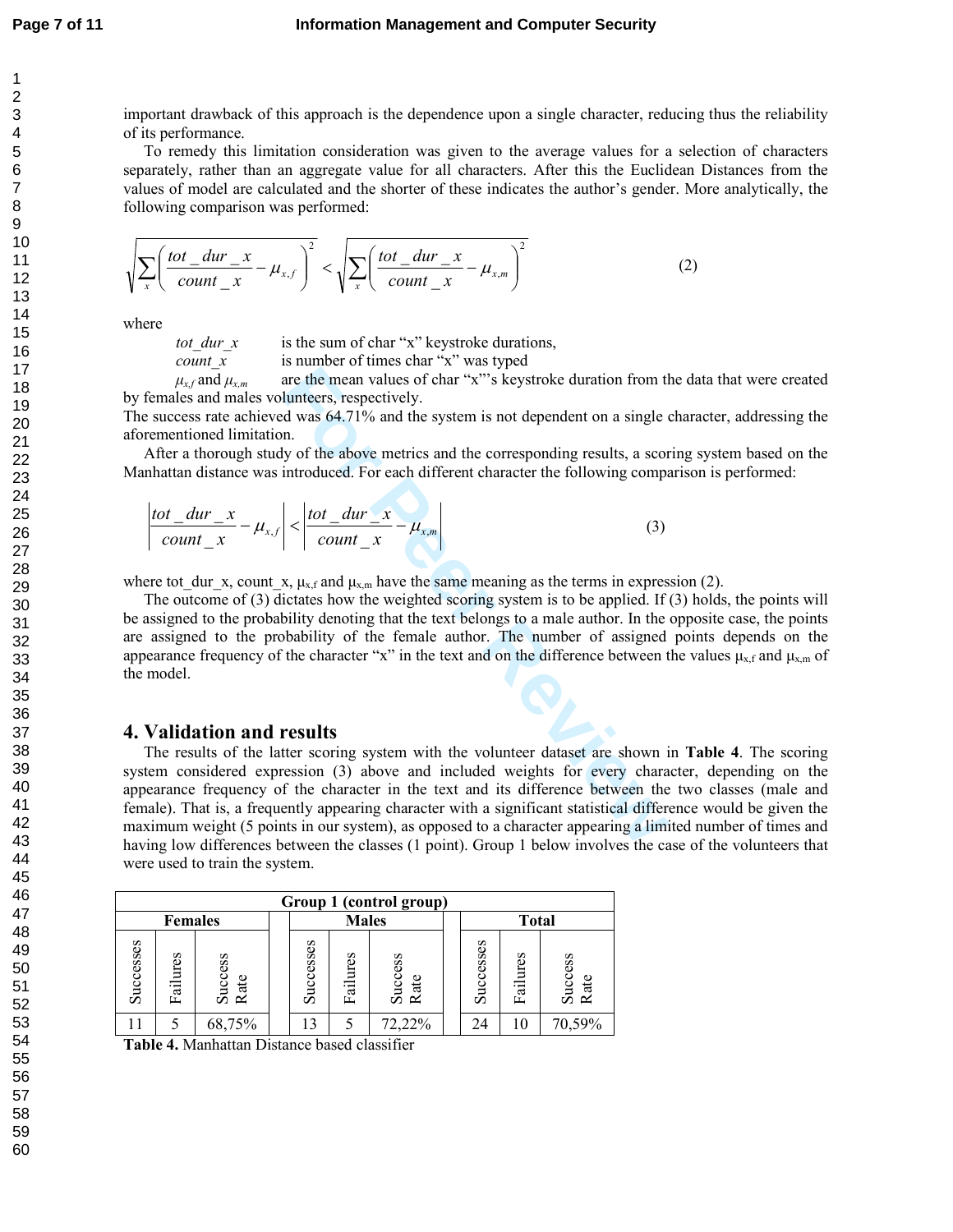important drawback of this approach is the dependence upon a single character, reducing thus the reliability of its performance.

To remedy this limitation consideration was given to the average values for a selection of characters separately, rather than an aggregate value for all characters. After this the Euclidean Distances from the values of model are calculated and the shorter of these indicates the author's gender. More analytically, the following comparison was performed:

$$\sqrt{\sum_x \left( \frac{tot\_dur\_x}{count\_x} - \mu_{x,f} \right)^2} < \sqrt{\sum_x \left( \frac{tot\_dur\_x}{count\_x} - \mu_{x,m} \right)^2} \qquad (2)$$

where

$tot\_dur\_x$ is the sum of char "x" keystroke durations,

$count\_x$ is number of times char "x" was typed

$\mu_{x,f}$ and $\mu_{x,m}$ are the mean values of char "x"'s keystroke duration from the data that were created by females and males volunteers, respectively.

The success rate achieved was 64.71% and the system is not dependent on a single character, addressing the aforementioned limitation.

After a thorough study of the above metrics and the corresponding results, a scoring system based on the Manhattan distance was introduced. For each different character the following comparison is performed:

$$\left| \frac{tot\_dur\_x}{count\_x} - \mu_{x,f} \right| < \left| \frac{tot\_dur\_x}{count\_x} - \mu_{x,m} \right| \qquad (3)$$

where tot_dur_x, count_x, $\mu_{x,f}$ and $\mu_{x,m}$ have the same meaning as the terms in expression (2).

The outcome of (3) dictates how the weighted scoring system is to be applied. If (3) holds, the points will be assigned to the probability denoting that the text belongs to a male author. In the opposite case, the points are assigned to the probability of the female author. The number of assigned points depends on the appearance frequency of the character "x" in the text and on the difference between the values $\mu_{x,f}$ and $\mu_{x,m}$ of the model.

## 4. Validation and results

The results of the latter scoring system with the volunteer dataset are shown in **Table 4**. The scoring system considered expression (3) above and included weights for every character, depending on the appearance frequency of the character in the text and its difference between the two classes (male and female). That is, a frequently appearing character with a significant statistical difference would be given the maximum weight (5 points in our system), as opposed to a character appearing a limited number of times and having low differences between the classes (1 point). Group 1 below involves the case of the volunteers that were used to train the system.

| **Group 1 (control group)** | | | | | | | | | | |
|---|---|---|---|---|---|---|---|---|---|---|
| **Females** | | | | **Males** | | | | **Total** | | |
| Successes | Failures | Success Rate | | Successes | Failures | Success Rate | | Successes | Failures | Success Rate |
| 11 | 5 | 68,75% | | 13 | 5 | 72,22% | | 24 | 10 | 70,59% |

**Table 4.** Manhattan Distance based classifier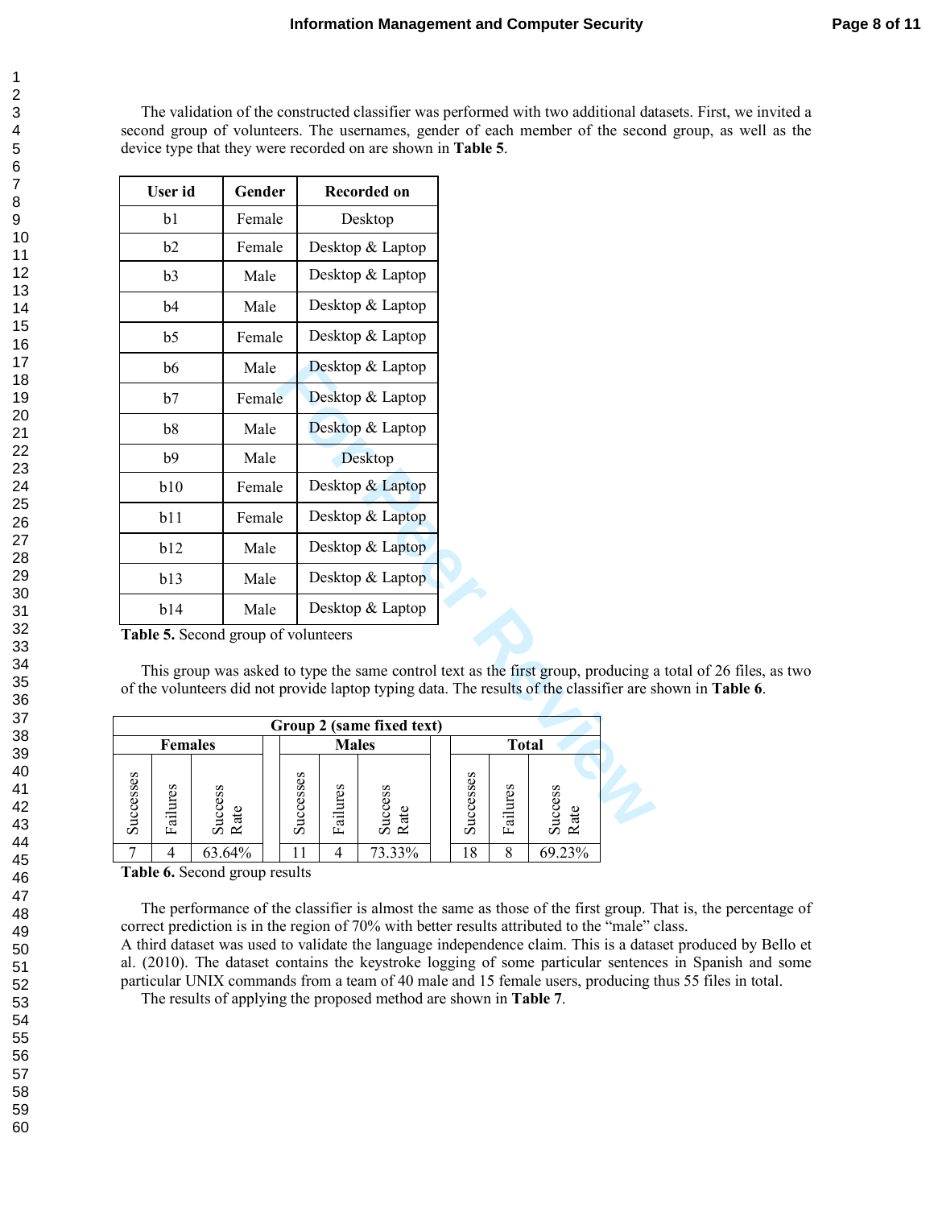The validation of the constructed classifier was performed with two additional datasets. First, we invited a second group of volunteers. The usernames, gender of each member of the second group, as well as the device type that they were recorded on are shown in **Table 5**.

| User id | Gender | Recorded on |
|---|---|---|
| b1 | Female | Desktop |
| b2 | Female | Desktop & Laptop |
| b3 | Male | Desktop & Laptop |
| b4 | Male | Desktop & Laptop |
| b5 | Female | Desktop & Laptop |
| b6 | Male | Desktop & Laptop |
| b7 | Female | Desktop & Laptop |
| b8 | Male | Desktop & Laptop |
| b9 | Male | Desktop |
| b10 | Female | Desktop & Laptop |
| b11 | Female | Desktop & Laptop |
| b12 | Male | Desktop & Laptop |
| b13 | Male | Desktop & Laptop |
| b14 | Male | Desktop & Laptop |

**Table 5.** Second group of volunteers

This group was asked to type the same control text as the first group, producing a total of 26 files, as two of the volunteers did not provide laptop typing data. The results of the classifier are shown in **Table 6**.

| Group 2 (same fixed text) | | | | | | | | | | |
|---|---|---|---|---|---|---|---|---|---|---|
| Females | | | | Males | | | | Total | | |
| Successes | Failures | Success Rate | | Successes | Failures | Success Rate | | Successes | Failures | Success Rate |
| 7 | 4 | 63.64% | | 11 | 4 | 73.33% | | 18 | 8 | 69.23% |

**Table 6.** Second group results

The performance of the classifier is almost the same as those of the first group. That is, the percentage of correct prediction is in the region of 70% with better results attributed to the "male" class.
A third dataset was used to validate the language independence claim. This is a dataset produced by Bello et al. (2010). The dataset contains the keystroke logging of some particular sentences in Spanish and some particular UNIX commands from a team of 40 male and 15 female users, producing thus 55 files in total.
The results of applying the proposed method are shown in **Table 7**.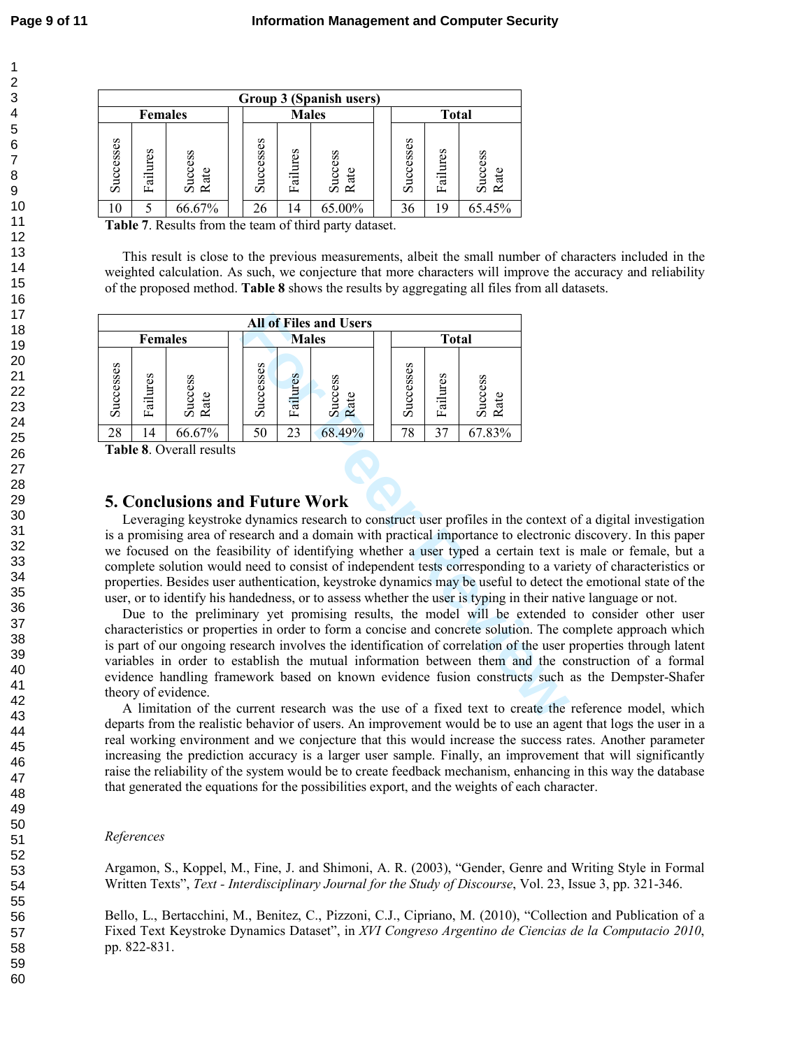| Group 3 (Spanish users) | | | | | | | | | | |
|---|---|---|---|---|---|---|---|---|---|---|
| Females | | | | Males | | | | Total | | |
| Successes | Failures | Success Rate | | Successes | Failures | Success Rate | | Successes | Failures | Success Rate |
| 10 | 5 | 66.67% | | 26 | 14 | 65.00% | | 36 | 19 | 65.45% |

**Table 7**. Results from the team of third party dataset.

This result is close to the previous measurements, albeit the small number of characters included in the weighted calculation. As such, we conjecture that more characters will improve the accuracy and reliability of the proposed method. **Table 8** shows the results by aggregating all files from all datasets.

| All of Files and Users | | | | | | | | | | |
|---|---|---|---|---|---|---|---|---|---|---|
| Females | | | | Males | | | | Total | | |
| Successes | Failures | Success Rate | | Successes | Failures | Success Rate | | Successes | Failures | Success Rate |
| 28 | 14 | 66.67% | | 50 | 23 | 68.49% | | 78 | 37 | 67.83% |

**Table 8**. Overall results

## 5. Conclusions and Future Work

Leveraging keystroke dynamics research to construct user profiles in the context of a digital investigation is a promising area of research and a domain with practical importance to electronic discovery. In this paper we focused on the feasibility of identifying whether a user typed a certain text is male or female, but a complete solution would need to consist of independent tests corresponding to a variety of characteristics or properties. Besides user authentication, keystroke dynamics may be useful to detect the emotional state of the user, or to identify his handedness, or to assess whether the user is typing in their native language or not.

Due to the preliminary yet promising results, the model will be extended to consider other user characteristics or properties in order to form a concise and concrete solution. The complete approach which is part of our ongoing research involves the identification of correlation of the user properties through latent variables in order to establish the mutual information between them and the construction of a formal evidence handling framework based on known evidence fusion constructs such as the Dempster-Shafer theory of evidence.

A limitation of the current research was the use of a fixed text to create the reference model, which departs from the realistic behavior of users. An improvement would be to use an agent that logs the user in a real working environment and we conjecture that this would increase the success rates. Another parameter increasing the prediction accuracy is a larger user sample. Finally, an improvement that will significantly raise the reliability of the system would be to create feedback mechanism, enhancing in this way the database that generated the equations for the possibilities export, and the weights of each character.

*References*

Argamon, S., Koppel, M., Fine, J. and Shimoni, A. R. (2003), "Gender, Genre and Writing Style in Formal Written Texts", *Text - Interdisciplinary Journal for the Study of Discourse*, Vol. 23, Issue 3, pp. 321-346.

Bello, L., Bertacchini, M., Benitez, C., Pizzoni, C.J., Cipriano, M. (2010), "Collection and Publication of a Fixed Text Keystroke Dynamics Dataset", in *XVI Congreso Argentino de Ciencias de la Computacio 2010*, pp. 822-831.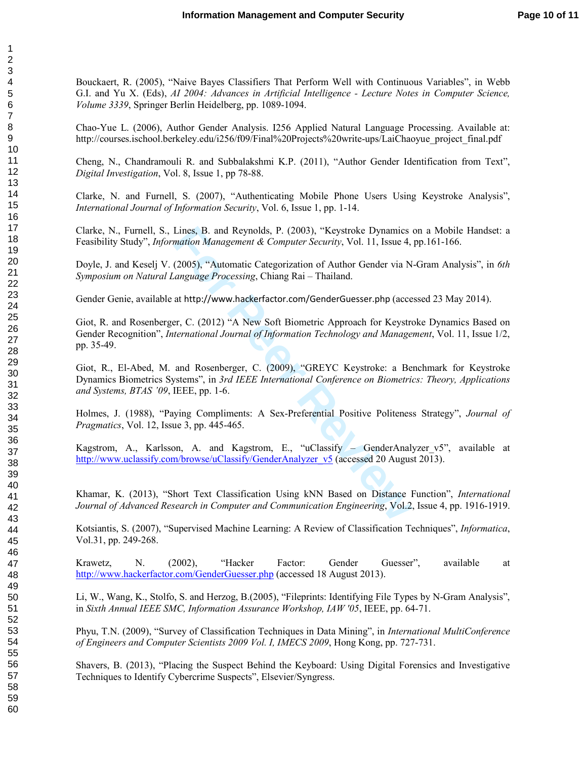Bouckaert, R. (2005), "Naive Bayes Classifiers That Perform Well with Continuous Variables", in Webb G.I. and Yu X. (Eds), *AI 2004: Advances in Artificial Intelligence - Lecture Notes in Computer Science, Volume 3339*, Springer Berlin Heidelberg, pp. 1089-1094.

Chao-Yue L. (2006), Author Gender Analysis. I256 Applied Natural Language Processing. Available at: http://courses.ischool.berkeley.edu/i256/f09/Final%20Projects%20write-ups/LaiChaoyue_project_final.pdf

Cheng, N., Chandramouli R. and Subbalakshmi K.P. (2011), "Author Gender Identification from Text", *Digital Investigation*, Vol. 8, Issue 1, pp 78-88.

Clarke, N. and Furnell, S. (2007), "Authenticating Mobile Phone Users Using Keystroke Analysis", *International Journal of Information Security*, Vol. 6, Issue 1, pp. 1-14.

Clarke, N., Furnell, S., Lines, B. and Reynolds, P. (2003), "Keystroke Dynamics on a Mobile Handset: a Feasibility Study", *Information Management & Computer Security*, Vol. 11, Issue 4, pp.161-166.

Doyle, J. and Keselj V. (2005), "Automatic Categorization of Author Gender via N-Gram Analysis", in *6th Symposium on Natural Language Processing*, Chiang Rai – Thailand.

Gender Genie, available at http://www.hackerfactor.com/GenderGuesser.php (accessed 23 May 2014).

Giot, R. and Rosenberger, C. (2012) "A New Soft Biometric Approach for Keystroke Dynamics Based on Gender Recognition", *International Journal of Information Technology and Management*, Vol. 11, Issue 1/2, pp. 35-49.

Giot, R., El-Abed, M. and Rosenberger, C. (2009), "GREYC Keystroke: a Benchmark for Keystroke Dynamics Biometrics Systems", in *3rd IEEE International Conference on Biometrics: Theory, Applications and Systems, BTAS '09*, IEEE, pp. 1-6.

Holmes, J. (1988), "Paying Compliments: A Sex-Preferential Positive Politeness Strategy", *Journal of Pragmatics*, Vol. 12, Issue 3, pp. 445-465.

Kagstrom, A., Karlsson, A. and Kagstrom, E., "uClassify – GenderAnalyzer_v5", available at http://www.uclassify.com/browse/uClassify/GenderAnalyzer_v5 (accessed 20 August 2013).

Khamar, K. (2013), "Short Text Classification Using kNN Based on Distance Function", *International Journal of Advanced Research in Computer and Communication Engineering*, Vol.2, Issue 4, pp. 1916-1919.

Kotsiantis, S. (2007), "Supervised Machine Learning: A Review of Classification Techniques", *Informatica*, Vol.31, pp. 249-268.

Krawetz, N. (2002), "Hacker Factor: Gender Guesser", available at http://www.hackerfactor.com/GenderGuesser.php (accessed 18 August 2013).

Li, W., Wang, K., Stolfo, S. and Herzog, B.(2005), "Fileprints: Identifying File Types by N-Gram Analysis", in *Sixth Annual IEEE SMC, Information Assurance Workshop, IAW '05*, IEEE, pp. 64-71.

Phyu, T.N. (2009), "Survey of Classification Techniques in Data Mining", in *International MultiConference of Engineers and Computer Scientists 2009 Vol. I, IMECS 2009*, Hong Kong, pp. 727-731.

Shavers, B. (2013), "Placing the Suspect Behind the Keyboard: Using Digital Forensics and Investigative Techniques to Identify Cybercrime Suspects", Elsevier/Syngress.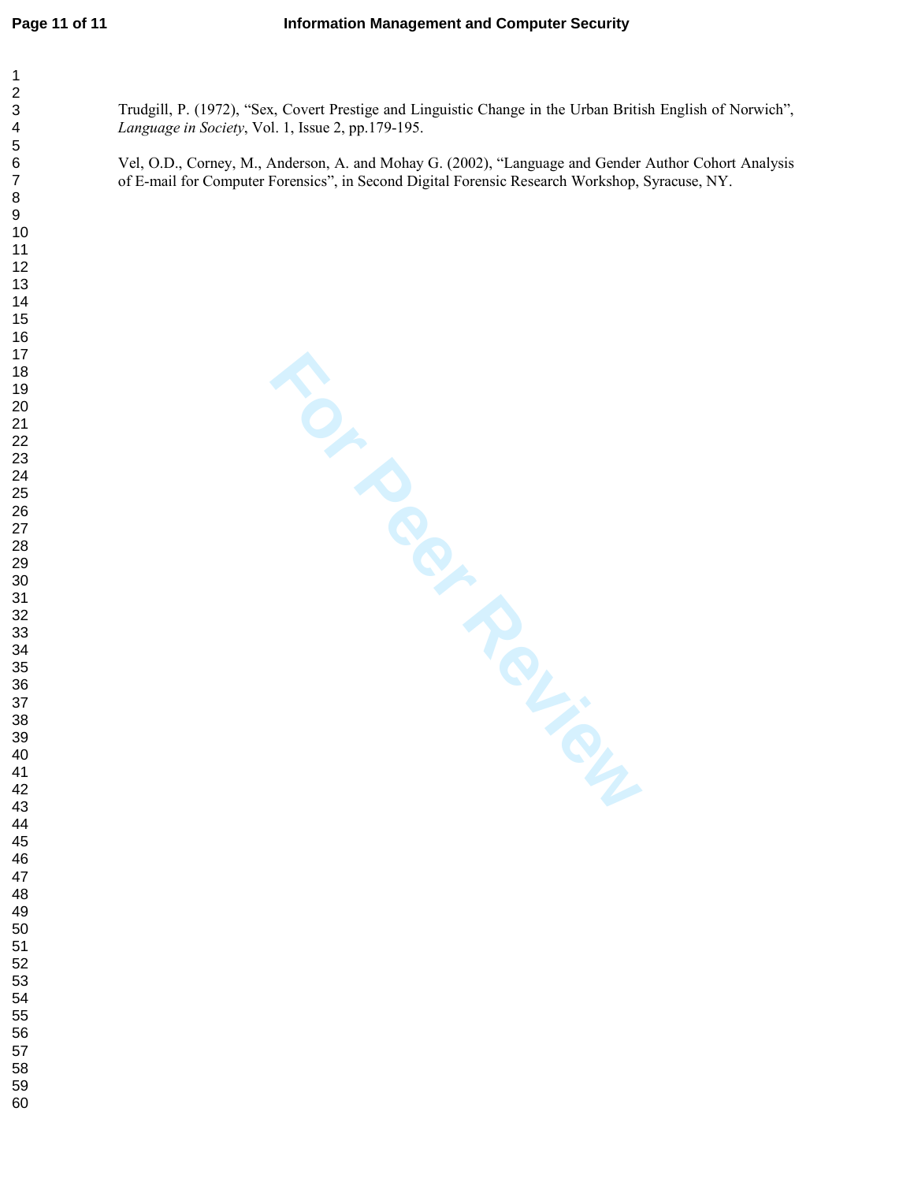Trudgill, P. (1972), "Sex, Covert Prestige and Linguistic Change in the Urban British English of Norwich", *Language in Society*, Vol. 1, Issue 2, pp.179-195.

Vel, O.D., Corney, M., Anderson, A. and Mohay G. (2002), "Language and Gender Author Cohort Analysis of E-mail for Computer Forensics", in Second Digital Forensic Research Workshop, Syracuse, NY.